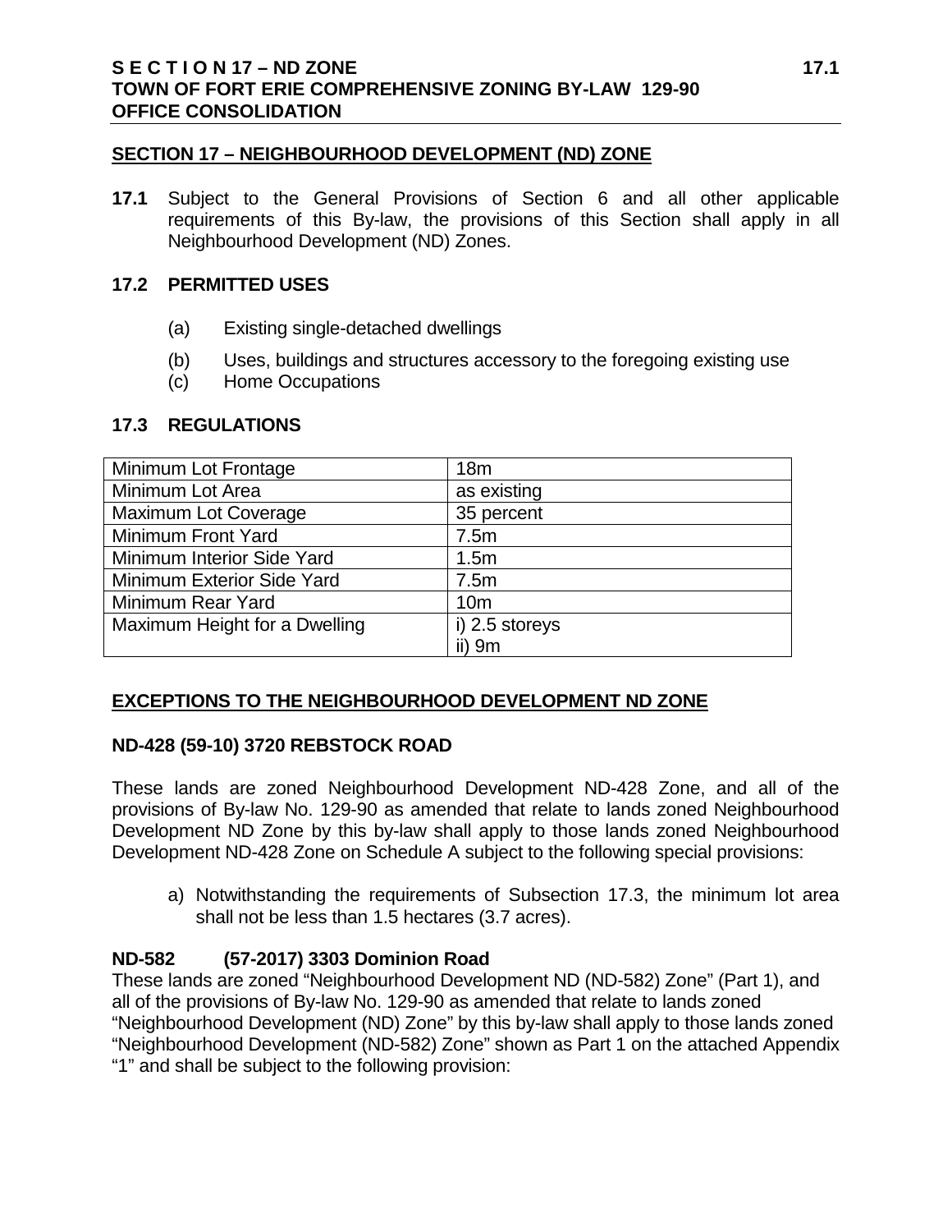## SECTION 17 – NEIGHBOURHOOD DEVELOPMENT (ND) ZONE

**17.1** Subject to the General Provisions of Section 6 and all other applicable requirements of this By-law, the provisions of this Section shall apply in all Neighbourhood Development (ND) Zones.

### 17.2 PERMITTED USES

(a) Existing single-detached dwellings

(b) Uses, buildings and structures accessory to the foregoing existing use

(c) Home Occupations

### 17.3 REGULATIONS

| | |
|---|---|
| Minimum Lot Frontage | 18m |
| Minimum Lot Area | as existing |
| Maximum Lot Coverage | 35 percent |
| Minimum Front Yard | 7.5m |
| Minimum Interior Side Yard | 1.5m |
| Minimum Exterior Side Yard | 7.5m |
| Minimum Rear Yard | 10m |
| Maximum Height for a Dwelling | i) 2.5 storeys<br>ii) 9m |

## EXCEPTIONS TO THE NEIGHBOURHOOD DEVELOPMENT ND ZONE

### ND-428 (59-10) 3720 REBSTOCK ROAD

These lands are zoned Neighbourhood Development ND-428 Zone, and all of the provisions of By-law No. 129-90 as amended that relate to lands zoned Neighbourhood Development ND Zone by this by-law shall apply to those lands zoned Neighbourhood Development ND-428 Zone on Schedule A subject to the following special provisions:

a) Notwithstanding the requirements of Subsection 17.3, the minimum lot area shall not be less than 1.5 hectares (3.7 acres).

### ND-582 (57-2017) 3303 Dominion Road

These lands are zoned "Neighbourhood Development ND (ND-582) Zone" (Part 1), and all of the provisions of By-law No. 129-90 as amended that relate to lands zoned "Neighbourhood Development (ND) Zone" by this by-law shall apply to those lands zoned "Neighbourhood Development (ND-582) Zone" shown as Part 1 on the attached Appendix "1" and shall be subject to the following provision: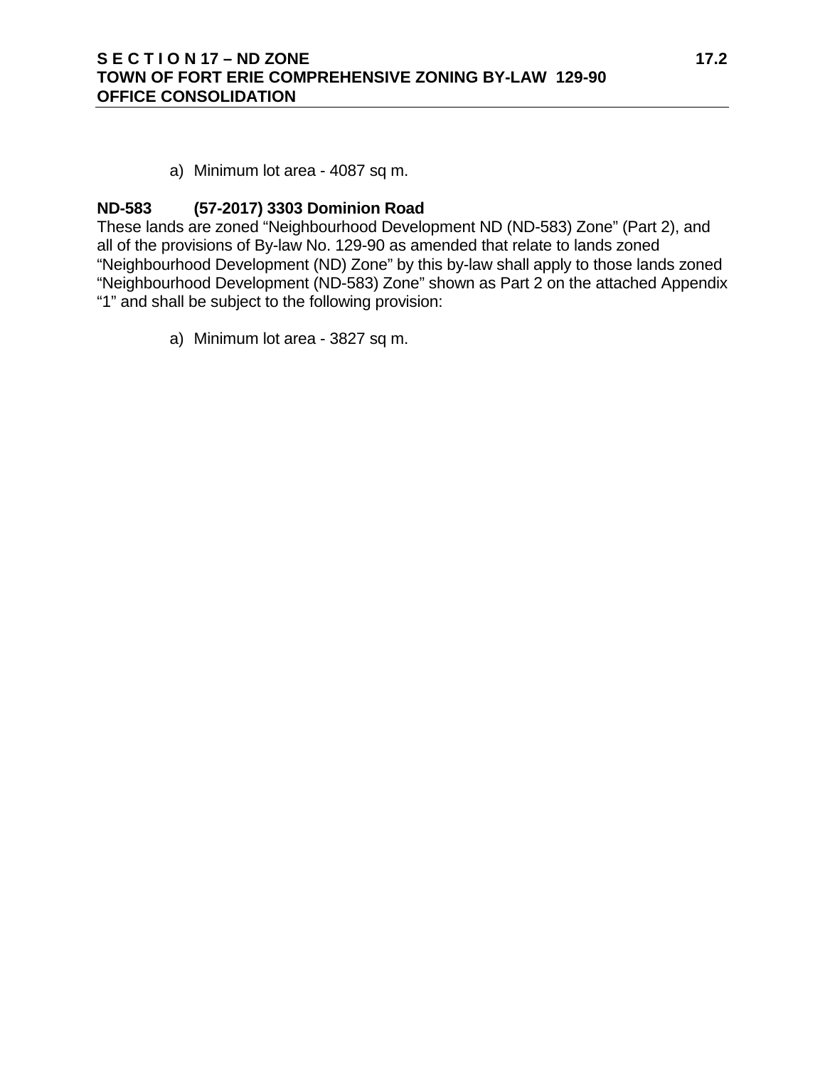a) Minimum lot area - 4087 sq m.

**ND-583 (57-2017) 3303 Dominion Road**

These lands are zoned "Neighbourhood Development ND (ND-583) Zone" (Part 2), and all of the provisions of By-law No. 129-90 as amended that relate to lands zoned "Neighbourhood Development (ND) Zone" by this by-law shall apply to those lands zoned "Neighbourhood Development (ND-583) Zone" shown as Part 2 on the attached Appendix "1" and shall be subject to the following provision:

a) Minimum lot area - 3827 sq m.